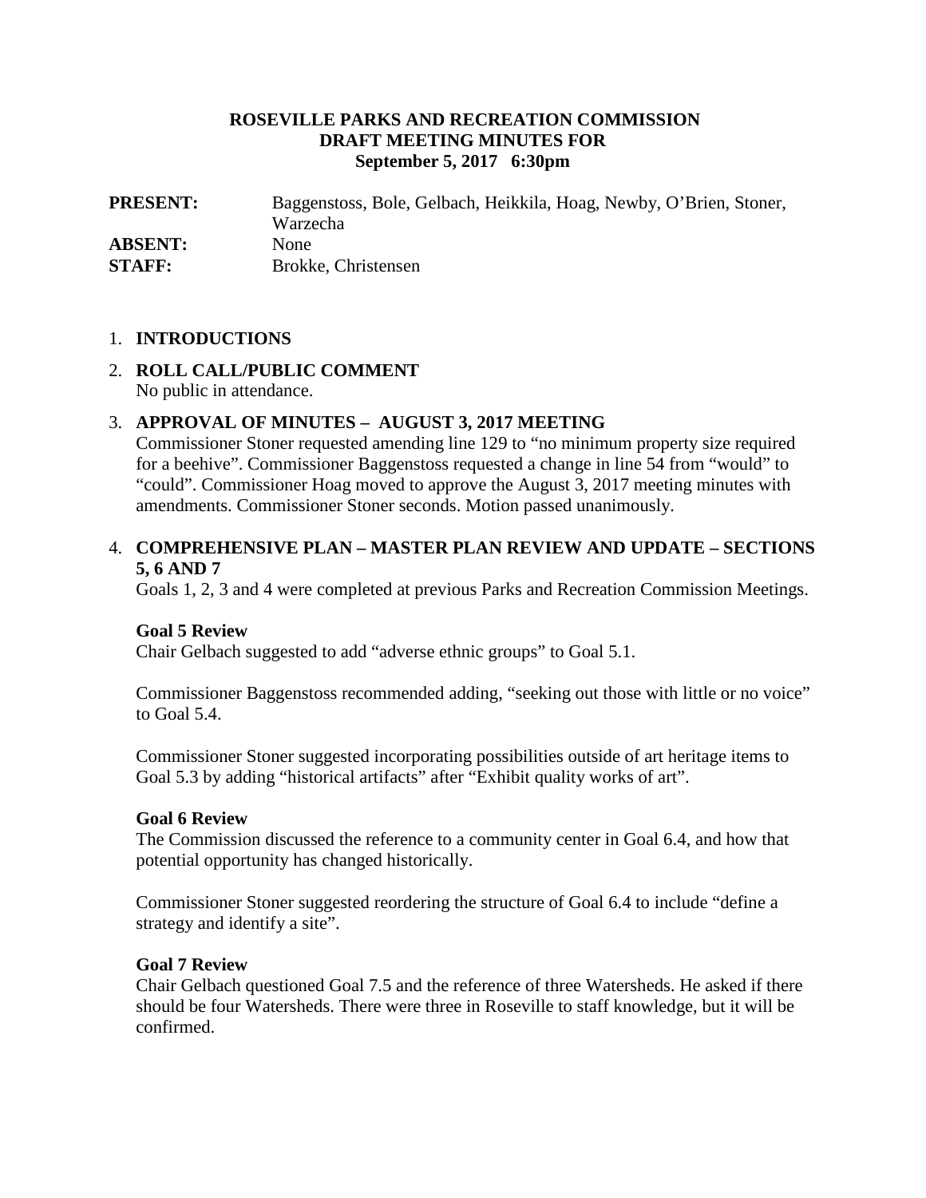**ROSEVILLE PARKS AND RECREATION COMMISSION**
**DRAFT MEETING MINUTES FOR**
**September 5, 2017 6:30pm**

| | |
|---|---|
| **PRESENT:** | Baggenstoss, Bole, Gelbach, Heikkila, Hoag, Newby, O'Brien, Stoner, Warzecha |
| **ABSENT:** | None |
| **STAFF:** | Brokke, Christensen |

1. **INTRODUCTIONS**

2. **ROLL CALL/PUBLIC COMMENT**
   No public in attendance.

3. **APPROVAL OF MINUTES – AUGUST 3, 2017 MEETING**
   Commissioner Stoner requested amending line 129 to "no minimum property size required for a beehive". Commissioner Baggenstoss requested a change in line 54 from "would" to "could". Commissioner Hoag moved to approve the August 3, 2017 meeting minutes with amendments. Commissioner Stoner seconds. Motion passed unanimously.

4. **COMPREHENSIVE PLAN – MASTER PLAN REVIEW AND UPDATE – SECTIONS 5, 6 AND 7**
   Goals 1, 2, 3 and 4 were completed at previous Parks and Recreation Commission Meetings.

   **Goal 5 Review**
   Chair Gelbach suggested to add "adverse ethnic groups" to Goal 5.1.

   Commissioner Baggenstoss recommended adding, "seeking out those with little or no voice" to Goal 5.4.

   Commissioner Stoner suggested incorporating possibilities outside of art heritage items to Goal 5.3 by adding "historical artifacts" after "Exhibit quality works of art".

   **Goal 6 Review**
   The Commission discussed the reference to a community center in Goal 6.4, and how that potential opportunity has changed historically.

   Commissioner Stoner suggested reordering the structure of Goal 6.4 to include "define a strategy and identify a site".

   **Goal 7 Review**
   Chair Gelbach questioned Goal 7.5 and the reference of three Watersheds. He asked if there should be four Watersheds. There were three in Roseville to staff knowledge, but it will be confirmed.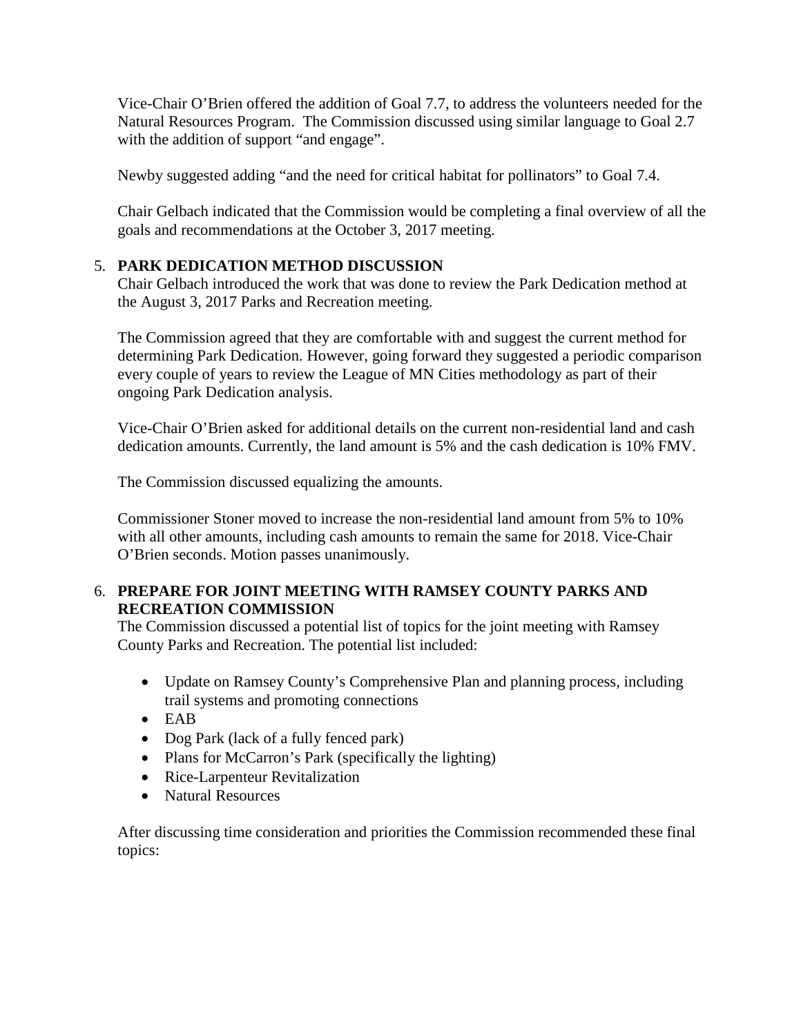Vice-Chair O'Brien offered the addition of Goal 7.7, to address the volunteers needed for the Natural Resources Program. The Commission discussed using similar language to Goal 2.7 with the addition of support "and engage".

Newby suggested adding "and the need for critical habitat for pollinators" to Goal 7.4.

Chair Gelbach indicated that the Commission would be completing a final overview of all the goals and recommendations at the October 3, 2017 meeting.

5. **PARK DEDICATION METHOD DISCUSSION**

   Chair Gelbach introduced the work that was done to review the Park Dedication method at the August 3, 2017 Parks and Recreation meeting.

   The Commission agreed that they are comfortable with and suggest the current method for determining Park Dedication. However, going forward they suggested a periodic comparison every couple of years to review the League of MN Cities methodology as part of their ongoing Park Dedication analysis.

   Vice-Chair O'Brien asked for additional details on the current non-residential land and cash dedication amounts. Currently, the land amount is 5% and the cash dedication is 10% FMV.

   The Commission discussed equalizing the amounts.

   Commissioner Stoner moved to increase the non-residential land amount from 5% to 10% with all other amounts, including cash amounts to remain the same for 2018. Vice-Chair O'Brien seconds. Motion passes unanimously.

6. **PREPARE FOR JOINT MEETING WITH RAMSEY COUNTY PARKS AND RECREATION COMMISSION**

   The Commission discussed a potential list of topics for the joint meeting with Ramsey County Parks and Recreation. The potential list included:

   - Update on Ramsey County's Comprehensive Plan and planning process, including trail systems and promoting connections
   - EAB
   - Dog Park (lack of a fully fenced park)
   - Plans for McCarron's Park (specifically the lighting)
   - Rice-Larpenteur Revitalization
   - Natural Resources

   After discussing time consideration and priorities the Commission recommended these final topics: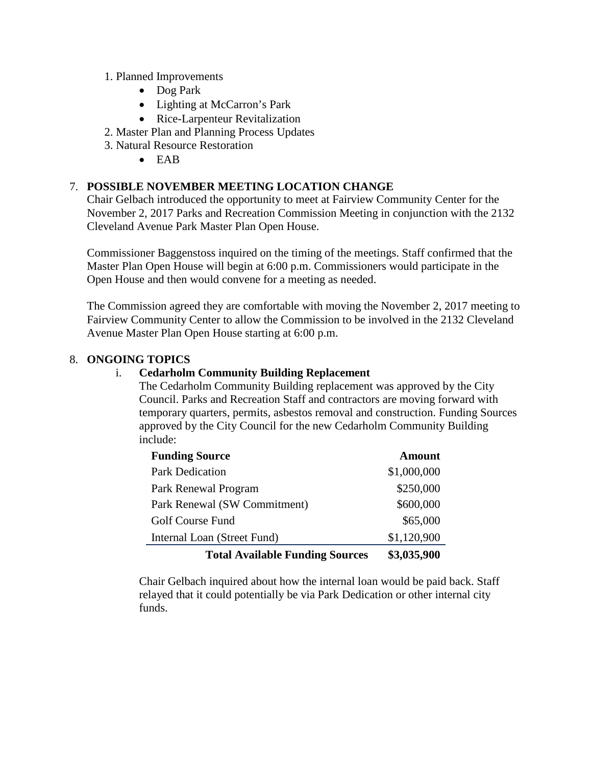1. Planned Improvements
    - Dog Park
    - Lighting at McCarron's Park
    - Rice-Larpenteur Revitalization
2. Master Plan and Planning Process Updates
3. Natural Resource Restoration
    - EAB

7. **POSSIBLE NOVEMBER MEETING LOCATION CHANGE**

Chair Gelbach introduced the opportunity to meet at Fairview Community Center for the November 2, 2017 Parks and Recreation Commission Meeting in conjunction with the 2132 Cleveland Avenue Park Master Plan Open House.

Commissioner Baggenstoss inquired on the timing of the meetings. Staff confirmed that the Master Plan Open House will begin at 6:00 p.m. Commissioners would participate in the Open House and then would convene for a meeting as needed.

The Commission agreed they are comfortable with moving the November 2, 2017 meeting to Fairview Community Center to allow the Commission to be involved in the 2132 Cleveland Avenue Master Plan Open House starting at 6:00 p.m.

8. **ONGOING TOPICS**

    i. **Cedarholm Community Building Replacement**

    The Cedarholm Community Building replacement was approved by the City Council. Parks and Recreation Staff and contractors are moving forward with temporary quarters, permits, asbestos removal and construction. Funding Sources approved by the City Council for the new Cedarholm Community Building include:

| Funding Source | Amount |
|---|---:|
| Park Dedication | $1,000,000 |
| Park Renewal Program | $250,000 |
| Park Renewal (SW Commitment) | $600,000 |
| Golf Course Fund | $65,000 |
| Internal Loan (Street Fund) | $1,120,900 |
| **Total Available Funding Sources** | **$3,035,900** |

Chair Gelbach inquired about how the internal loan would be paid back. Staff relayed that it could potentially be via Park Dedication or other internal city funds.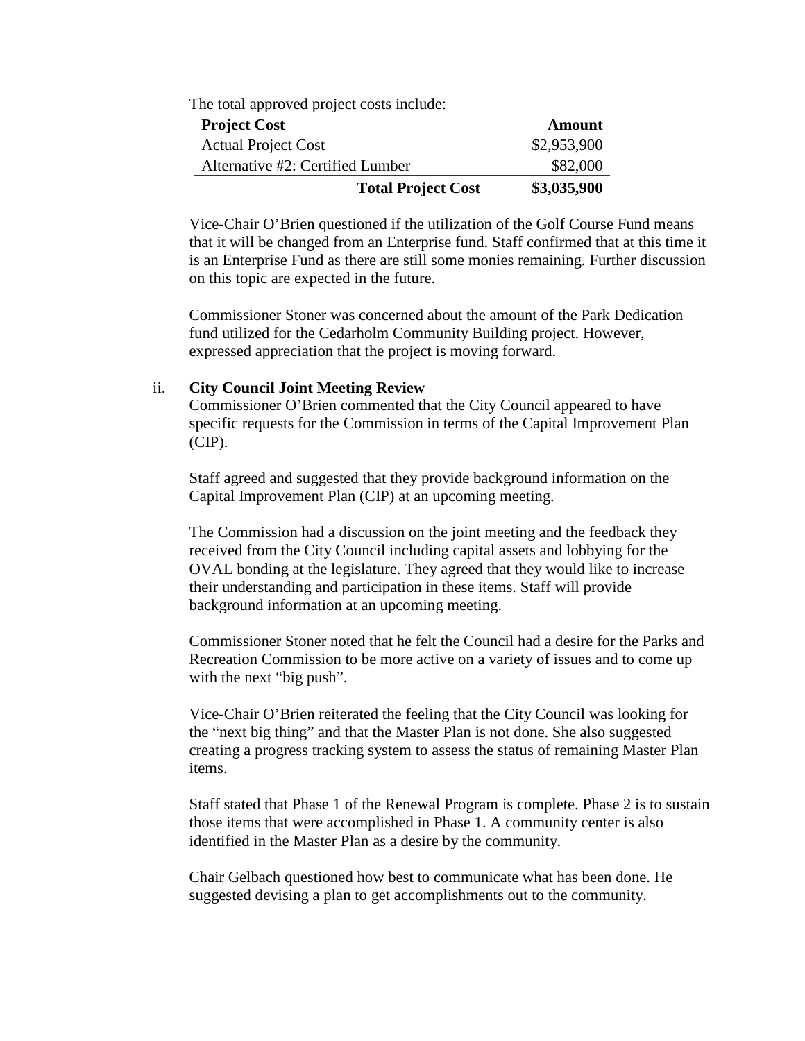The total approved project costs include:

| Project Cost | Amount |
| --- | ---: |
| Actual Project Cost | $2,953,900 |
| Alternative #2: Certified Lumber | $82,000 |
| **Total Project Cost** | **$3,035,900** |

Vice-Chair O'Brien questioned if the utilization of the Golf Course Fund means that it will be changed from an Enterprise fund. Staff confirmed that at this time it is an Enterprise Fund as there are still some monies remaining. Further discussion on this topic are expected in the future.

Commissioner Stoner was concerned about the amount of the Park Dedication fund utilized for the Cedarholm Community Building project. However, expressed appreciation that the project is moving forward.

ii. **City Council Joint Meeting Review**

Commissioner O'Brien commented that the City Council appeared to have specific requests for the Commission in terms of the Capital Improvement Plan (CIP).

Staff agreed and suggested that they provide background information on the Capital Improvement Plan (CIP) at an upcoming meeting.

The Commission had a discussion on the joint meeting and the feedback they received from the City Council including capital assets and lobbying for the OVAL bonding at the legislature. They agreed that they would like to increase their understanding and participation in these items. Staff will provide background information at an upcoming meeting.

Commissioner Stoner noted that he felt the Council had a desire for the Parks and Recreation Commission to be more active on a variety of issues and to come up with the next "big push".

Vice-Chair O'Brien reiterated the feeling that the City Council was looking for the "next big thing" and that the Master Plan is not done. She also suggested creating a progress tracking system to assess the status of remaining Master Plan items.

Staff stated that Phase 1 of the Renewal Program is complete. Phase 2 is to sustain those items that were accomplished in Phase 1. A community center is also identified in the Master Plan as a desire by the community.

Chair Gelbach questioned how best to communicate what has been done. He suggested devising a plan to get accomplishments out to the community.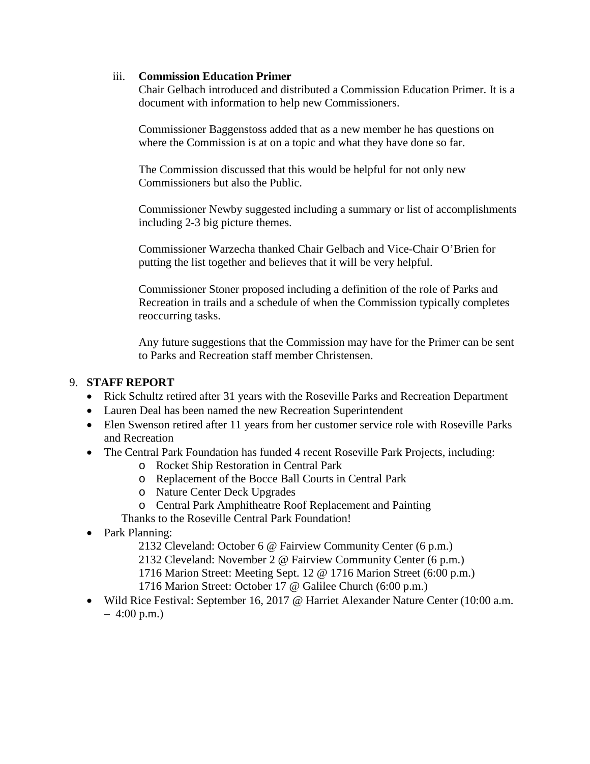iii. **Commission Education Primer**

Chair Gelbach introduced and distributed a Commission Education Primer. It is a document with information to help new Commissioners.

Commissioner Baggenstoss added that as a new member he has questions on where the Commission is at on a topic and what they have done so far.

The Commission discussed that this would be helpful for not only new Commissioners but also the Public.

Commissioner Newby suggested including a summary or list of accomplishments including 2-3 big picture themes.

Commissioner Warzecha thanked Chair Gelbach and Vice-Chair O'Brien for putting the list together and believes that it will be very helpful.

Commissioner Stoner proposed including a definition of the role of Parks and Recreation in trails and a schedule of when the Commission typically completes reoccurring tasks.

Any future suggestions that the Commission may have for the Primer can be sent to Parks and Recreation staff member Christensen.

9. **STAFF REPORT**

- Rick Schultz retired after 31 years with the Roseville Parks and Recreation Department
- Lauren Deal has been named the new Recreation Superintendent
- Elen Swenson retired after 11 years from her customer service role with Roseville Parks and Recreation
- The Central Park Foundation has funded 4 recent Roseville Park Projects, including:
  - Rocket Ship Restoration in Central Park
  - Replacement of the Bocce Ball Courts in Central Park
  - Nature Center Deck Upgrades
  - Central Park Amphitheatre Roof Replacement and Painting

  Thanks to the Roseville Central Park Foundation!
- Park Planning:

  2132 Cleveland: October 6 @ Fairview Community Center (6 p.m.)
  2132 Cleveland: November 2 @ Fairview Community Center (6 p.m.)
  1716 Marion Street: Meeting Sept. 12 @ 1716 Marion Street (6:00 p.m.)
  1716 Marion Street: October 17 @ Galilee Church (6:00 p.m.)
- Wild Rice Festival: September 16, 2017 @ Harriet Alexander Nature Center (10:00 a.m. – 4:00 p.m.)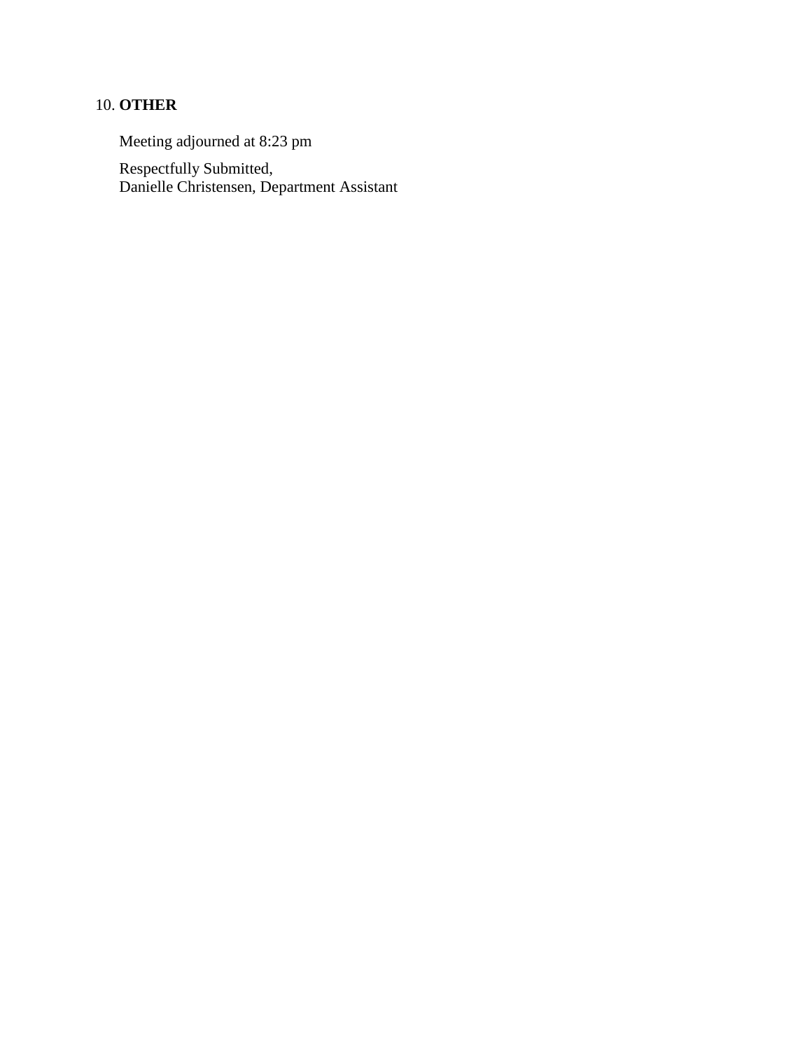10. **OTHER**

Meeting adjourned at 8:23 pm

Respectfully Submitted,
Danielle Christensen, Department Assistant